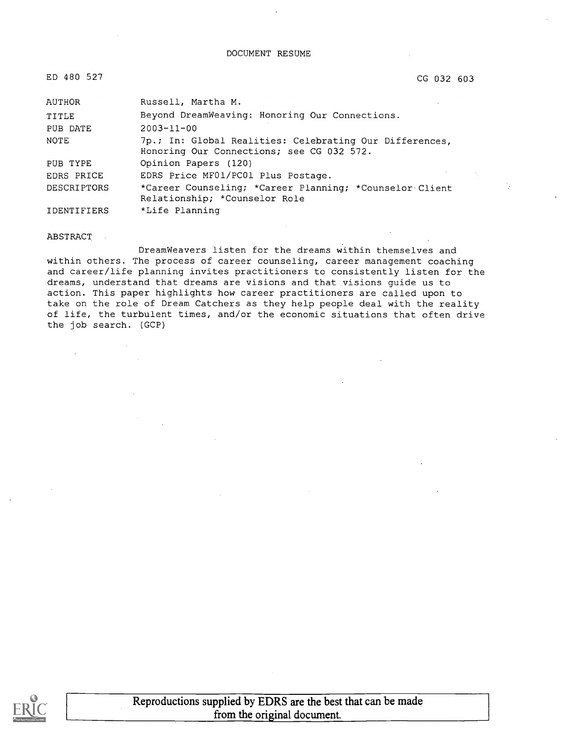DOCUMENT RESUME

ED 480 527 CG 032 603

| | |
|---|---|
| AUTHOR | Russell, Martha M. |
| TITLE | Beyond DreamWeaving: Honoring Our Connections. |
| PUB DATE | 2003-11-00 |
| NOTE | 7p.; In: Global Realities: Celebrating Our Differences, Honoring Our Connections; see CG 032 572. |
| PUB TYPE | Opinion Papers (120) |
| EDRS PRICE | EDRS Price MF01/PC01 Plus Postage. |
| DESCRIPTORS | *Career Counseling; *Career Planning; *Counselor Client Relationship; *Counselor Role |
| IDENTIFIERS | *Life Planning |

ABSTRACT

DreamWeavers listen for the dreams within themselves and within others. The process of career counseling, career management coaching and career/life planning invites practitioners to consistently listen for the dreams, understand that dreams are visions and that visions guide us to action. This paper highlights how career practitioners are called upon to take on the role of Dream Catchers as they help people deal with the reality of life, the turbulent times, and/or the economic situations that often drive the job search. (GCP)

Reproductions supplied by EDRS are the best that can be made from the original document.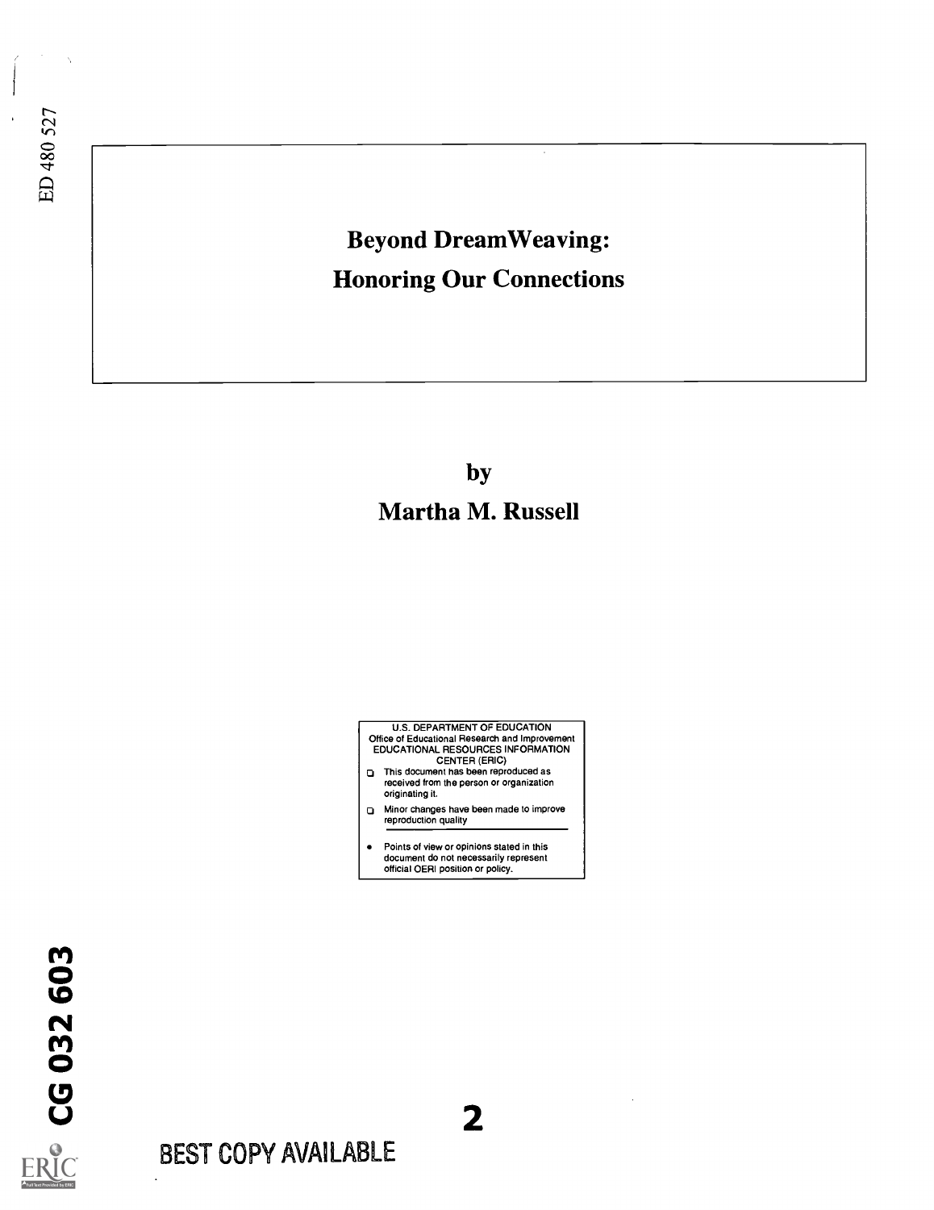# Beyond DreamWeaving: Honoring Our Connections

by

**Martha M. Russell**

U.S. DEPARTMENT OF EDUCATION
Office of Educational Research and Improvement
EDUCATIONAL RESOURCES INFORMATION CENTER (ERIC)

- This document has been reproduced as received from the person or organization originating it.
- Minor changes have been made to improve reproduction quality
- Points of view or opinions stated in this document do not necessarily represent official OERI position or policy.

BEST COPY AVAILABLE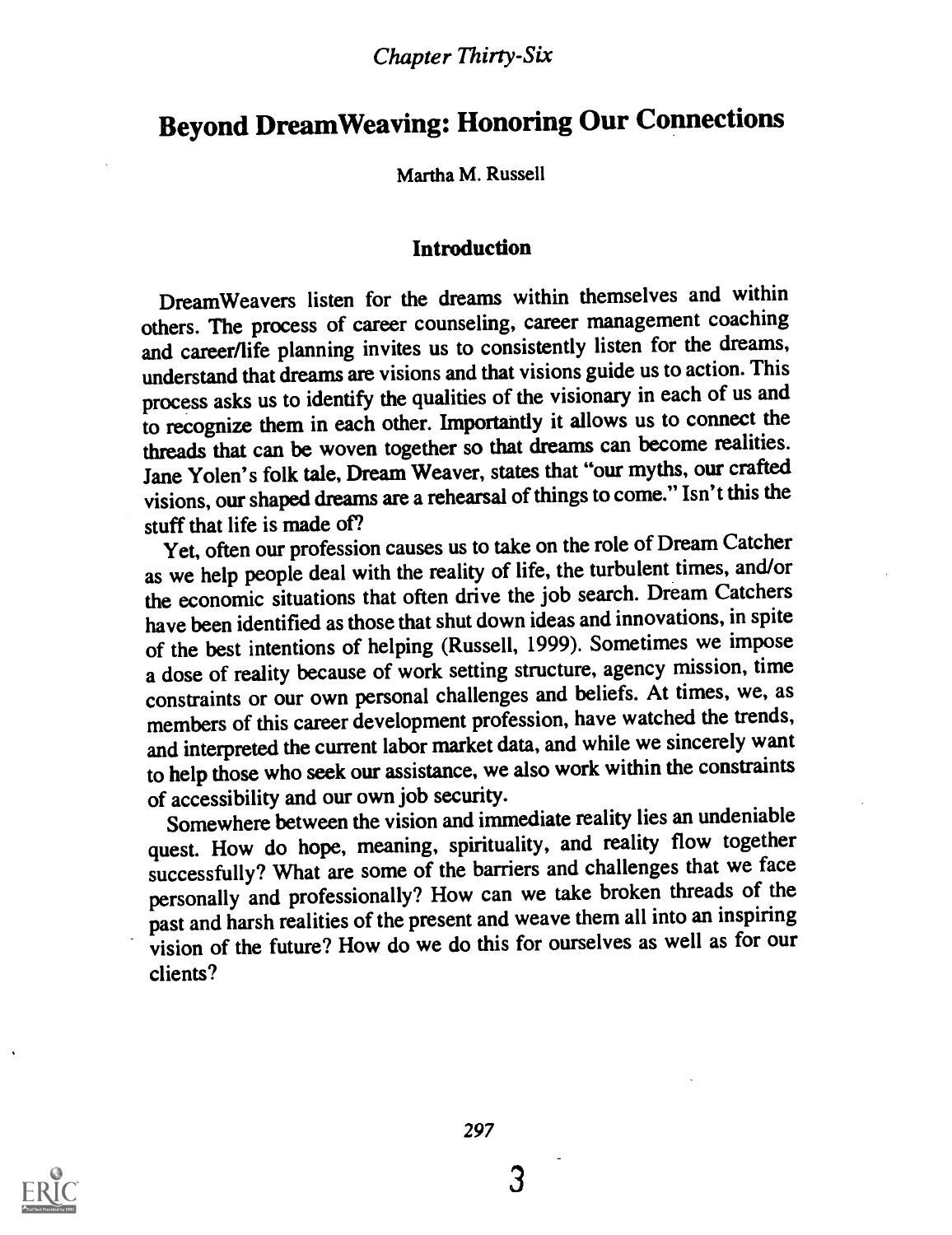*Chapter Thirty-Six*

# Beyond DreamWeaving: Honoring Our Connections

Martha M. Russell

## Introduction

DreamWeavers listen for the dreams within themselves and within others. The process of career counseling, career management coaching and career/life planning invites us to consistently listen for the dreams, understand that dreams are visions and that visions guide us to action. This process asks us to identify the qualities of the visionary in each of us and to recognize them in each other. Importantly it allows us to connect the threads that can be woven together so that dreams can become realities. Jane Yolen's folk tale, Dream Weaver, states that "our myths, our crafted visions, our shaped dreams are a rehearsal of things to come." Isn't this the stuff that life is made of?

Yet, often our profession causes us to take on the role of Dream Catcher as we help people deal with the reality of life, the turbulent times, and/or the economic situations that often drive the job search. Dream Catchers have been identified as those that shut down ideas and innovations, in spite of the best intentions of helping (Russell, 1999). Sometimes we impose a dose of reality because of work setting structure, agency mission, time constraints or our own personal challenges and beliefs. At times, we, as members of this career development profession, have watched the trends, and interpreted the current labor market data, and while we sincerely want to help those who seek our assistance, we also work within the constraints of accessibility and our own job security.

Somewhere between the vision and immediate reality lies an undeniable quest. How do hope, meaning, spirituality, and reality flow together successfully? What are some of the barriers and challenges that we face personally and professionally? How can we take broken threads of the past and harsh realities of the present and weave them all into an inspiring vision of the future? How do we do this for ourselves as well as for our clients?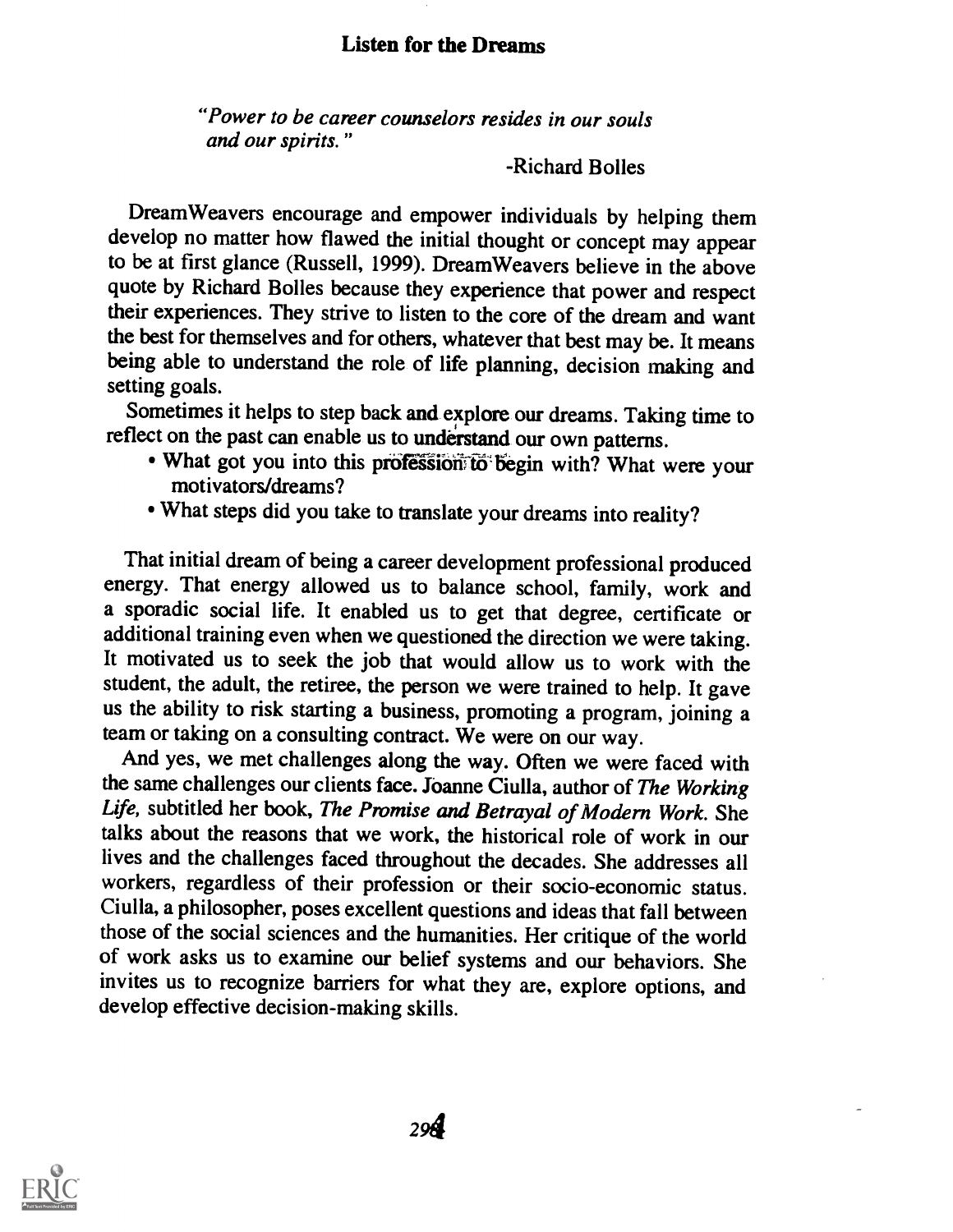## Listen for the Dreams

*"Power to be career counselors resides in our souls and our spirits."*

-Richard Bolles

DreamWeavers encourage and empower individuals by helping them develop no matter how flawed the initial thought or concept may appear to be at first glance (Russell, 1999). DreamWeavers believe in the above quote by Richard Bolles because they experience that power and respect their experiences. They strive to listen to the core of the dream and want the best for themselves and for others, whatever that best may be. It means being able to understand the role of life planning, decision making and setting goals.

Sometimes it helps to step back and explore our dreams. Taking time to reflect on the past can enable us to understand our own patterns.

- What got you into this profession to begin with? What were your motivators/dreams?
- What steps did you take to translate your dreams into reality?

That initial dream of being a career development professional produced energy. That energy allowed us to balance school, family, work and a sporadic social life. It enabled us to get that degree, certificate or additional training even when we questioned the direction we were taking. It motivated us to seek the job that would allow us to work with the student, the adult, the retiree, the person we were trained to help. It gave us the ability to risk starting a business, promoting a program, joining a team or taking on a consulting contract. We were on our way.

And yes, we met challenges along the way. Often we were faced with the same challenges our clients face. Joanne Ciulla, author of *The Working Life,* subtitled her book, *The Promise and Betrayal of Modern Work.* She talks about the reasons that we work, the historical role of work in our lives and the challenges faced throughout the decades. She addresses all workers, regardless of their profession or their socio-economic status. Ciulla, a philosopher, poses excellent questions and ideas that fall between those of the social sciences and the humanities. Her critique of the world of work asks us to examine our belief systems and our behaviors. She invites us to recognize barriers for what they are, explore options, and develop effective decision-making skills.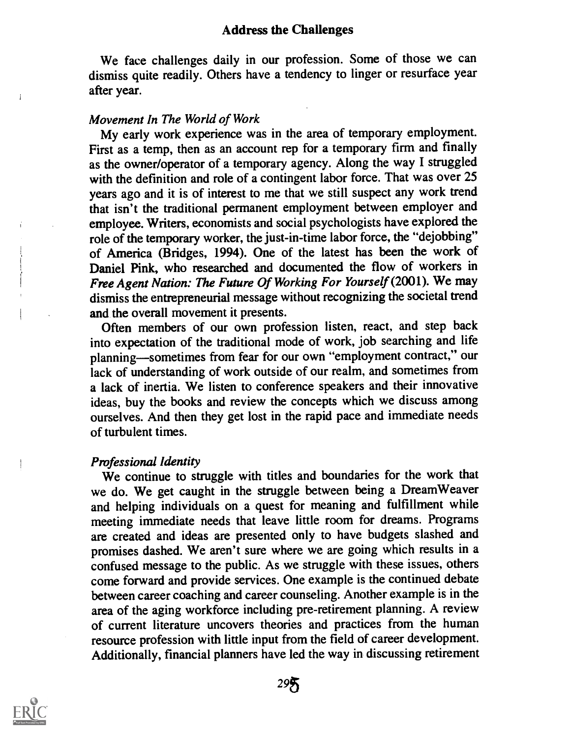## Address the Challenges

We face challenges daily in our profession. Some of those we can dismiss quite readily. Others have a tendency to linger or resurface year after year.

### *Movement In The World of Work*

My early work experience was in the area of temporary employment. First as a temp, then as an account rep for a temporary firm and finally as the owner/operator of a temporary agency. Along the way I struggled with the definition and role of a contingent labor force. That was over 25 years ago and it is of interest to me that we still suspect any work trend that isn't the traditional permanent employment between employer and employee. Writers, economists and social psychologists have explored the role of the temporary worker, the just-in-time labor force, the "dejobbing" of America (Bridges, 1994). One of the latest has been the work of Daniel Pink, who researched and documented the flow of workers in *Free Agent Nation: The Future Of Working For Yourself* (2001). We may dismiss the entrepreneurial message without recognizing the societal trend and the overall movement it presents.

Often members of our own profession listen, react, and step back into expectation of the traditional mode of work, job searching and life planning—sometimes from fear for our own "employment contract," our lack of understanding of work outside of our realm, and sometimes from a lack of inertia. We listen to conference speakers and their innovative ideas, buy the books and review the concepts which we discuss among ourselves. And then they get lost in the rapid pace and immediate needs of turbulent times.

### *Professional Identity*

We continue to struggle with titles and boundaries for the work that we do. We get caught in the struggle between being a DreamWeaver and helping individuals on a quest for meaning and fulfillment while meeting immediate needs that leave little room for dreams. Programs are created and ideas are presented only to have budgets slashed and promises dashed. We aren't sure where we are going which results in a confused message to the public. As we struggle with these issues, others come forward and provide services. One example is the continued debate between career coaching and career counseling. Another example is in the area of the aging workforce including pre-retirement planning. A review of current literature uncovers theories and practices from the human resource profession with little input from the field of career development. Additionally, financial planners have led the way in discussing retirement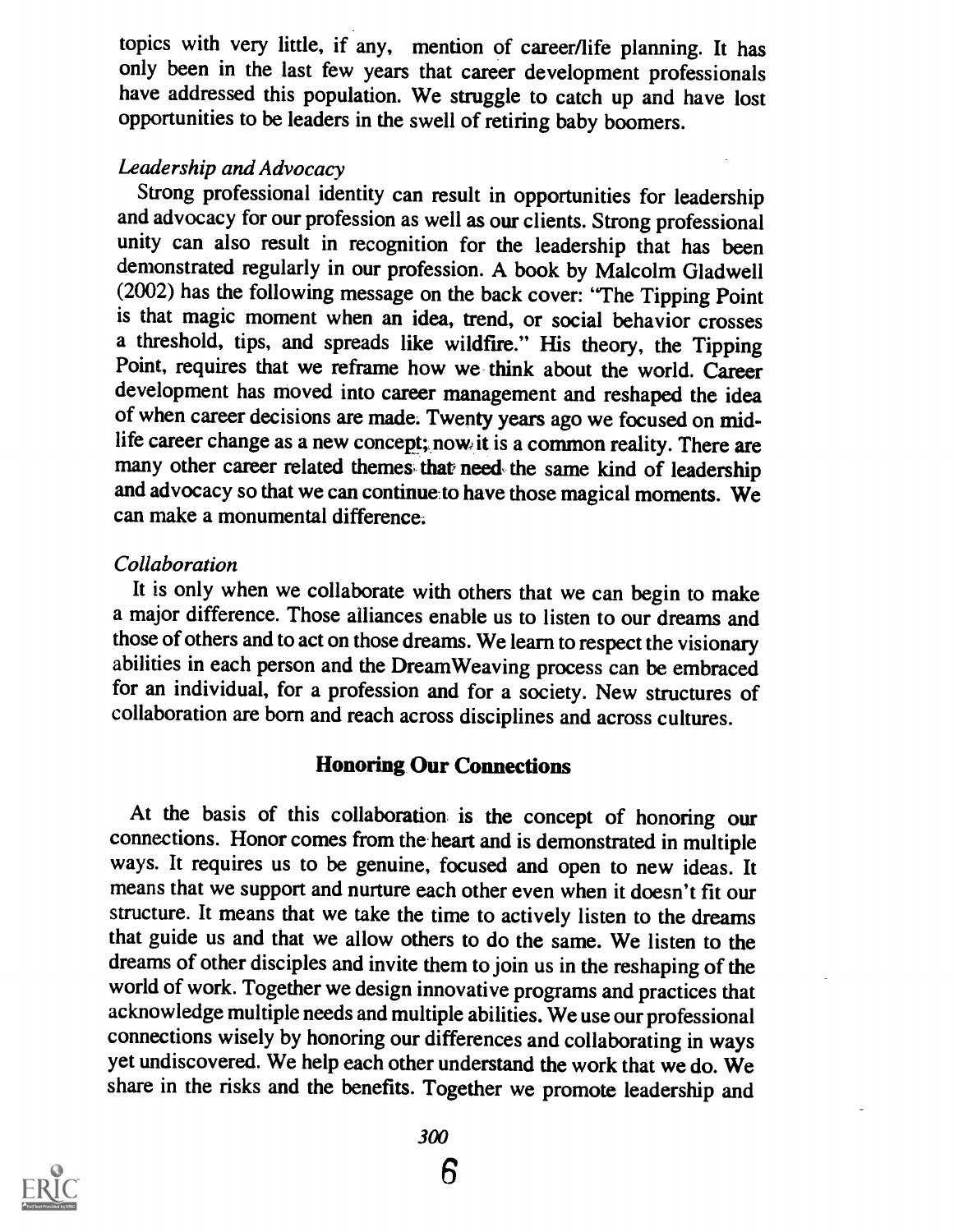topics with very little, if any, mention of career/life planning. It has only been in the last few years that career development professionals have addressed this population. We struggle to catch up and have lost opportunities to be leaders in the swell of retiring baby boomers.

*Leadership and Advocacy*

Strong professional identity can result in opportunities for leadership and advocacy for our profession as well as our clients. Strong professional unity can also result in recognition for the leadership that has been demonstrated regularly in our profession. A book by Malcolm Gladwell (2002) has the following message on the back cover: "The Tipping Point is that magic moment when an idea, trend, or social behavior crosses a threshold, tips, and spreads like wildfire." His theory, the Tipping Point, requires that we reframe how we think about the world. Career development has moved into career management and reshaped the idea of when career decisions are made. Twenty years ago we focused on mid-life career change as a new concept; now it is a common reality. There are many other career related themes that need the same kind of leadership and advocacy so that we can continue to have those magical moments. We can make a monumental difference.

*Collaboration*

It is only when we collaborate with others that we can begin to make a major difference. Those alliances enable us to listen to our dreams and those of others and to act on those dreams. We learn to respect the visionary abilities in each person and the DreamWeaving process can be embraced for an individual, for a profession and for a society. New structures of collaboration are born and reach across disciplines and across cultures.

## Honoring Our Connections

At the basis of this collaboration is the concept of honoring our connections. Honor comes from the heart and is demonstrated in multiple ways. It requires us to be genuine, focused and open to new ideas. It means that we support and nurture each other even when it doesn't fit our structure. It means that we take the time to actively listen to the dreams that guide us and that we allow others to do the same. We listen to the dreams of other disciples and invite them to join us in the reshaping of the world of work. Together we design innovative programs and practices that acknowledge multiple needs and multiple abilities. We use our professional connections wisely by honoring our differences and collaborating in ways yet undiscovered. We help each other understand the work that we do. We share in the risks and the benefits. Together we promote leadership and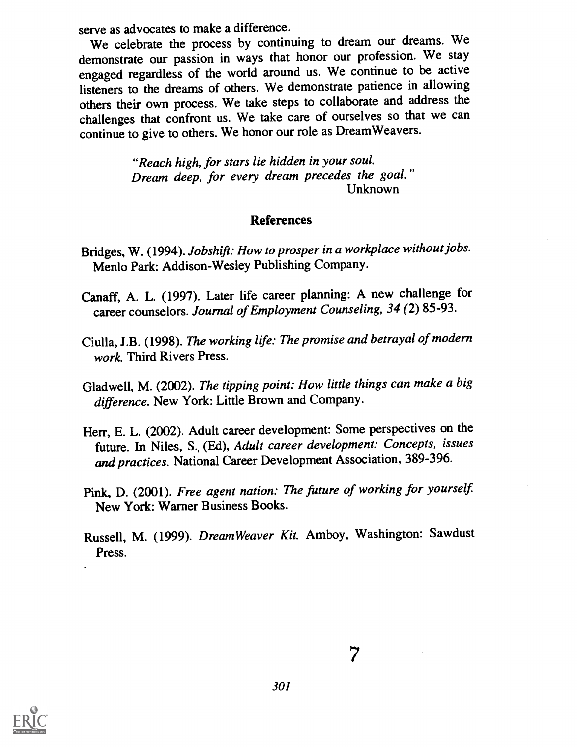serve as advocates to make a difference.

We celebrate the process by continuing to dream our dreams. We demonstrate our passion in ways that honor our profession. We stay engaged regardless of the world around us. We continue to be active listeners to the dreams of others. We demonstrate patience in allowing others their own process. We take steps to collaborate and address the challenges that confront us. We take care of ourselves so that we can continue to give to others. We honor our role as DreamWeavers.

> *"Reach high, for stars lie hidden in your soul.*
> *Dream deep, for every dream precedes the goal."*
> Unknown

## References

Bridges, W. (1994). *Jobshift: How to prosper in a workplace without jobs.* Menlo Park: Addison-Wesley Publishing Company.

Canaff, A. L. (1997). Later life career planning: A new challenge for career counselors. *Journal of Employment Counseling, 34* (2) 85-93.

Ciulla, J.B. (1998). *The working life: The promise and betrayal of modern work.* Third Rivers Press.

Gladwell, M. (2002). *The tipping point: How little things can make a big difference.* New York: Little Brown and Company.

Herr, E. L. (2002). Adult career development: Some perspectives on the future. In Niles, S., (Ed), *Adult career development: Concepts, issues and practices.* National Career Development Association, 389-396.

Pink, D. (2001). *Free agent nation: The future of working for yourself.* New York: Warner Business Books.

Russell, M. (1999). *DreamWeaver Kit.* Amboy, Washington: Sawdust Press.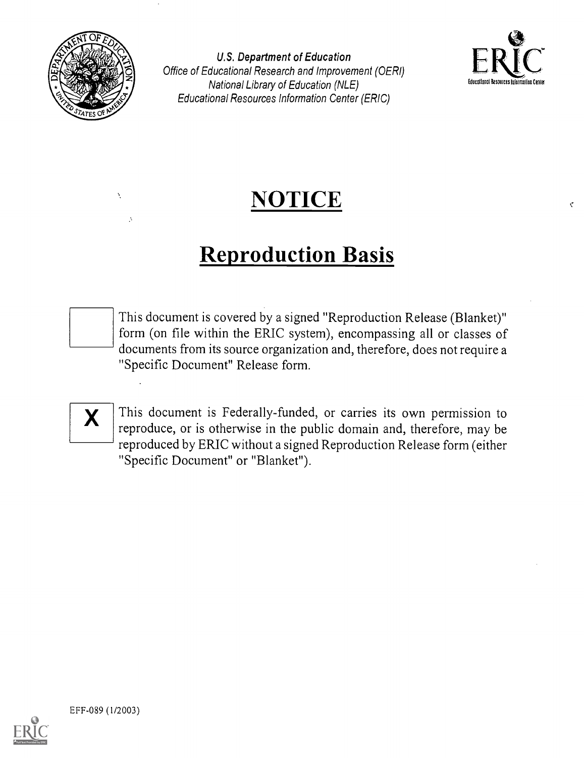U.S. Department of Education
Office of Educational Research and Improvement (OERI)
National Library of Education (NLE)
Educational Resources Information Center (ERIC)

# NOTICE

# Reproduction Basis

☐ This document is covered by a signed "Reproduction Release (Blanket)" form (on file within the ERIC system), encompassing all or classes of documents from its source organization and, therefore, does not require a "Specific Document" Release form.

☒ This document is Federally-funded, or carries its own permission to reproduce, or is otherwise in the public domain and, therefore, may be reproduced by ERIC without a signed Reproduction Release form (either "Specific Document" or "Blanket").

EFF-089 (1/2003)